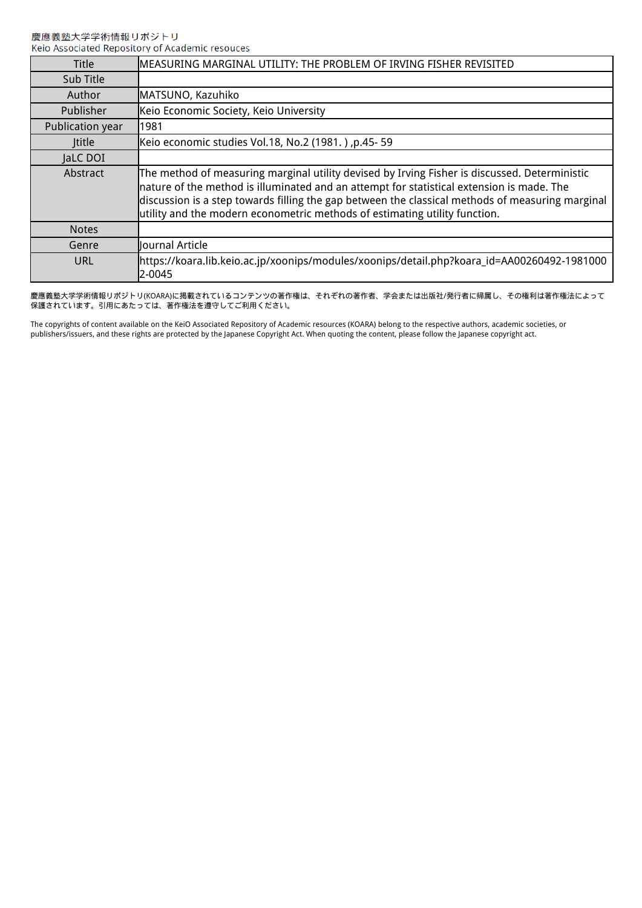慶應義塾大学学術情報リポジトリ
Keio Associated Repository of Academic resouces

| Title | MEASURING MARGINAL UTILITY: THE PROBLEM OF IRVING FISHER REVISITED |
|---|---|
| Sub Title | |
| Author | MATSUNO, Kazuhiko |
| Publisher | Keio Economic Society, Keio University |
| Publication year | 1981 |
| Jtitle | Keio economic studies Vol.18, No.2 (1981. ) ,p.45- 59 |
| JaLC DOI | |
| Abstract | The method of measuring marginal utility devised by Irving Fisher is discussed. Deterministic nature of the method is illuminated and an attempt for statistical extension is made. The discussion is a step towards filling the gap between the classical methods of measuring marginal utility and the modern econometric methods of estimating utility function. |
| Notes | |
| Genre | Journal Article |
| URL | https://koara.lib.keio.ac.jp/xoonips/modules/xoonips/detail.php?koara_id=AA00260492-19810002-0045 |

慶應義塾大学学術情報リポジトリ(KOARA)に掲載されているコンテンツの著作権は、それぞれの著作者、学会または出版社/発行者に帰属し、その権利は著作権法によって保護されています。引用にあたっては、著作権法を遵守してご利用ください。

The copyrights of content available on the KeiO Associated Repository of Academic resources (KOARA) belong to the respective authors, academic societies, or publishers/issuers, and these rights are protected by the Japanese Copyright Act. When quoting the content, please follow the Japanese copyright act.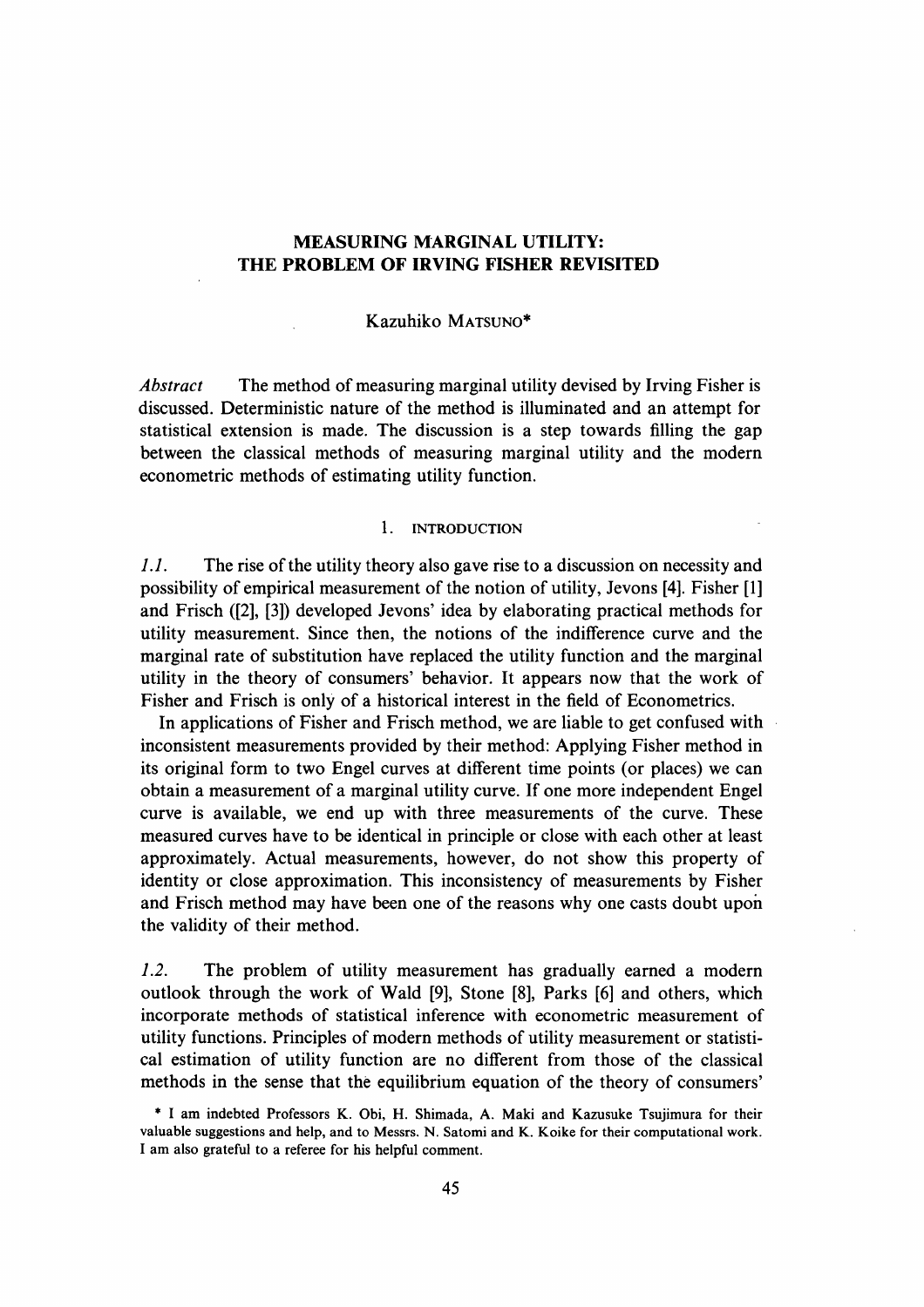# MEASURING MARGINAL UTILITY: THE PROBLEM OF IRVING FISHER REVISITED

Kazuhiko MATSUNO*

*Abstract* The method of measuring marginal utility devised by Irving Fisher is discussed. Deterministic nature of the method is illuminated and an attempt for statistical extension is made. The discussion is a step towards filling the gap between the classical methods of measuring marginal utility and the modern econometric methods of estimating utility function.

## 1. INTRODUCTION

*1.1.* The rise of the utility theory also gave rise to a discussion on necessity and possibility of empirical measurement of the notion of utility, Jevons [4]. Fisher [1] and Frisch ([2], [3]) developed Jevons' idea by elaborating practical methods for utility measurement. Since then, the notions of the indifference curve and the marginal rate of substitution have replaced the utility function and the marginal utility in the theory of consumers' behavior. It appears now that the work of Fisher and Frisch is only of a historical interest in the field of Econometrics.

In applications of Fisher and Frisch method, we are liable to get confused with inconsistent measurements provided by their method: Applying Fisher method in its original form to two Engel curves at different time points (or places) we can obtain a measurement of a marginal utility curve. If one more independent Engel curve is available, we end up with three measurements of the curve. These measured curves have to be identical in principle or close with each other at least approximately. Actual measurements, however, do not show this property of identity or close approximation. This inconsistency of measurements by Fisher and Frisch method may have been one of the reasons why one casts doubt upon the validity of their method.

*1.2.* The problem of utility measurement has gradually earned a modern outlook through the work of Wald [9], Stone [8], Parks [6] and others, which incorporate methods of statistical inference with econometric measurement of utility functions. Principles of modern methods of utility measurement or statistical estimation of utility function are no different from those of the classical methods in the sense that the equilibrium equation of the theory of consumers'

\* I am indebted Professors K. Obi, H. Shimada, A. Maki and Kazusuke Tsujimura for their valuable suggestions and help, and to Messrs. N. Satomi and K. Koike for their computational work. I am also grateful to a referee for his helpful comment.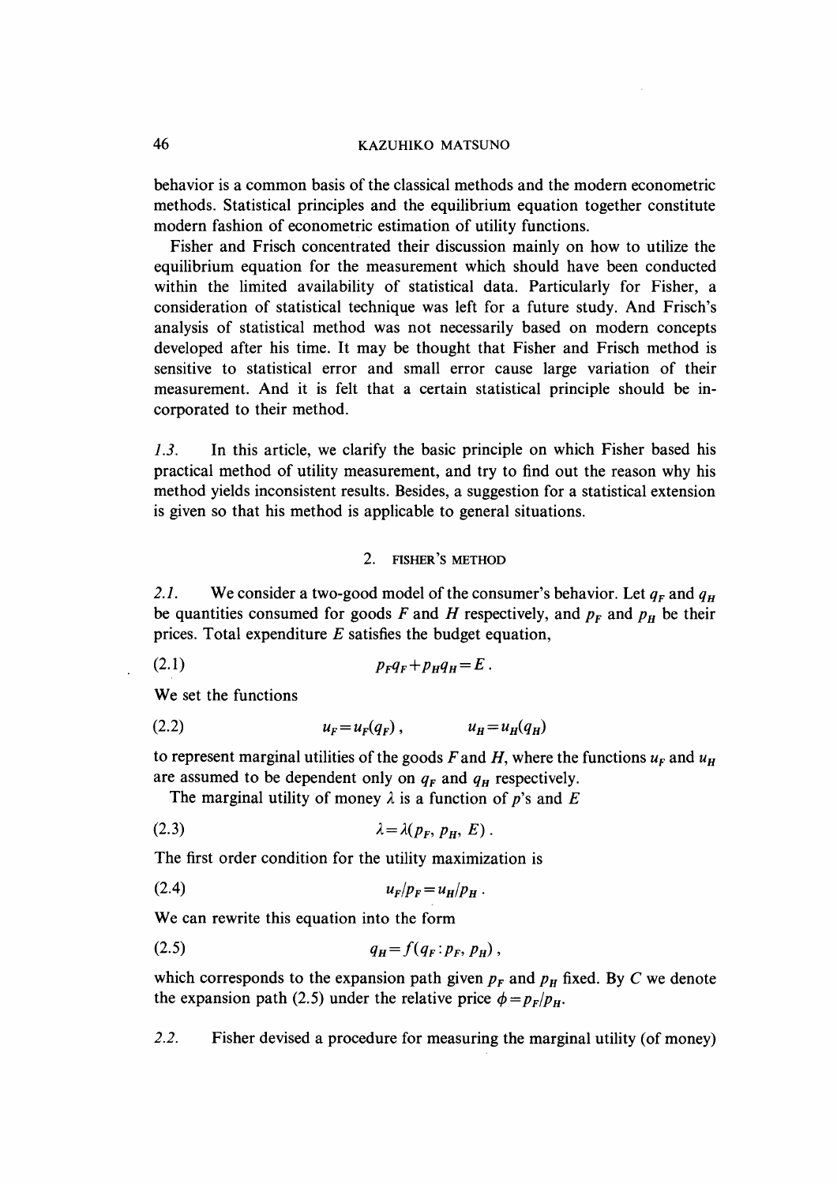behavior is a common basis of the classical methods and the modern econometric methods. Statistical principles and the equilibrium equation together constitute modern fashion of econometric estimation of utility functions.

Fisher and Frisch concentrated their discussion mainly on how to utilize the equilibrium equation for the measurement which should have been conducted within the limited availability of statistical data. Particularly for Fisher, a consideration of statistical technique was left for a future study. And Frisch's analysis of statistical method was not necessarily based on modern concepts developed after his time. It may be thought that Fisher and Frisch method is sensitive to statistical error and small error cause large variation of their measurement. And it is felt that a certain statistical principle should be incorporated to their method.

*1.3.* In this article, we clarify the basic principle on which Fisher based his practical method of utility measurement, and try to find out the reason why his method yields inconsistent results. Besides, a suggestion for a statistical extension is given so that his method is applicable to general situations.

## 2. FISHER'S METHOD

*2.1.* We consider a two-good model of the consumer's behavior. Let $q_F$ and $q_H$ be quantities consumed for goods $F$ and $H$ respectively, and $p_F$ and $p_H$ be their prices. Total expenditure $E$ satisfies the budget equation,

$$p_F q_F + p_H q_H = E \,. \tag{2.1}$$

We set the functions

$$u_F = u_F(q_F)\,, \qquad u_H = u_H(q_H) \tag{2.2}$$

to represent marginal utilities of the goods $F$ and $H$, where the functions $u_F$ and $u_H$ are assumed to be dependent only on $q_F$ and $q_H$ respectively.

The marginal utility of money $\lambda$ is a function of $p$'s and $E$

$$\lambda = \lambda(p_F, p_H, E)\,. \tag{2.3}$$

The first order condition for the utility maximization is

$$u_F/p_F = u_H/p_H\,. \tag{2.4}$$

We can rewrite this equation into the form

$$q_H = f(q_F : p_F, p_H)\,, \tag{2.5}$$

which corresponds to the expansion path given $p_F$ and $p_H$ fixed. By $C$ we denote the expansion path (2.5) under the relative price $\phi = p_F/p_H$.

*2.2.* Fisher devised a procedure for measuring the marginal utility (of money)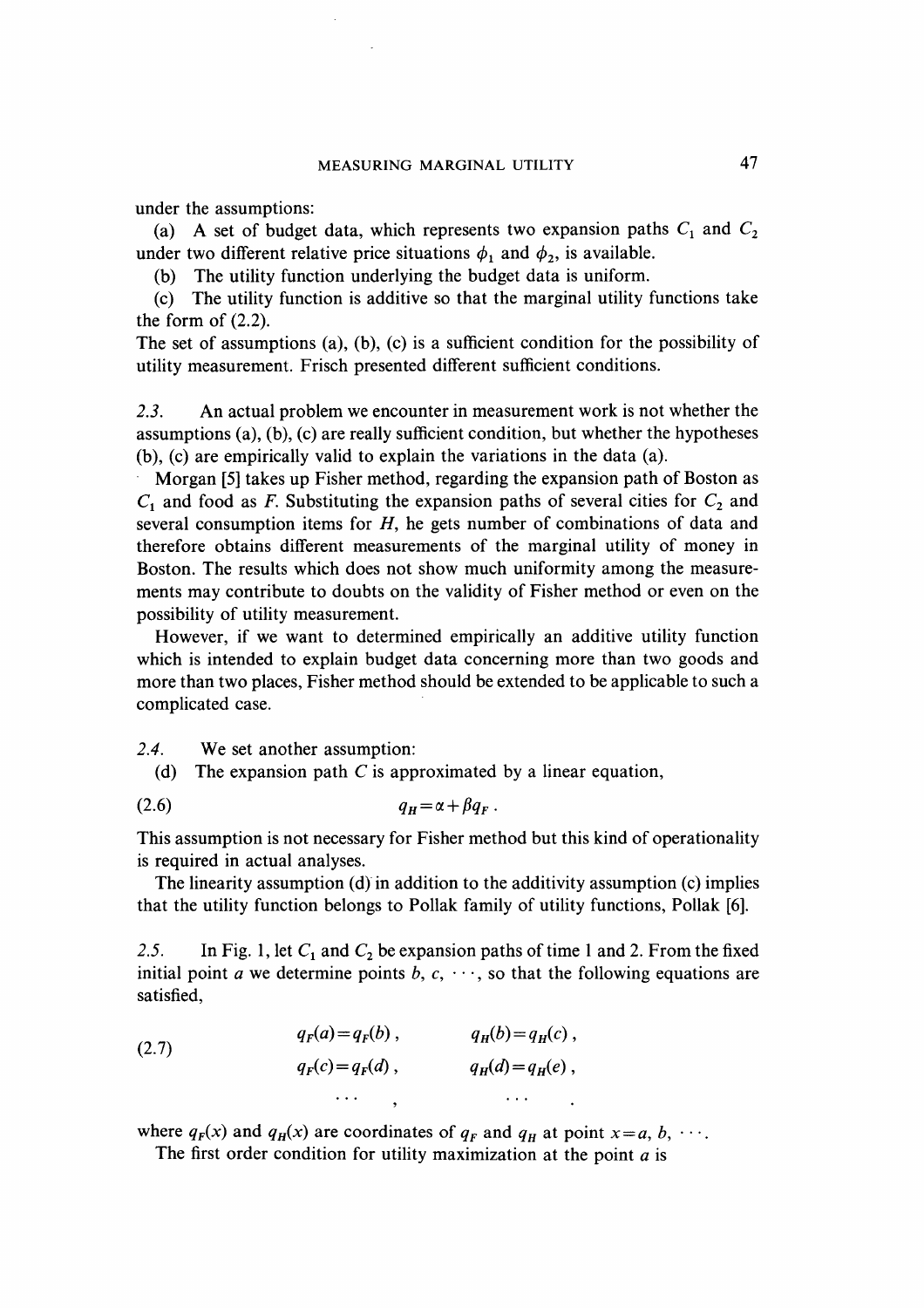under the assumptions:

(a) A set of budget data, which represents two expansion paths $C_1$ and $C_2$ under two different relative price situations $\phi_1$ and $\phi_2$, is available.

(b) The utility function underlying the budget data is uniform.

(c) The utility function is additive so that the marginal utility functions take the form of (2.2).

The set of assumptions (a), (b), (c) is a sufficient condition for the possibility of utility measurement. Frisch presented different sufficient conditions.

*2.3.* An actual problem we encounter in measurement work is not whether the assumptions (a), (b), (c) are really sufficient condition, but whether the hypotheses (b), (c) are empirically valid to explain the variations in the data (a).

Morgan [5] takes up Fisher method, regarding the expansion path of Boston as $C_1$ and food as $F$. Substituting the expansion paths of several cities for $C_2$ and several consumption items for $H$, he gets number of combinations of data and therefore obtains different measurements of the marginal utility of money in Boston. The results which does not show much uniformity among the measurements may contribute to doubts on the validity of Fisher method or even on the possibility of utility measurement.

However, if we want to determined empirically an additive utility function which is intended to explain budget data concerning more than two goods and more than two places, Fisher method should be extended to be applicable to such a complicated case.

*2.4.* We set another assumption:

(d) The expansion path $C$ is approximated by a linear equation,

$$q_H = \alpha + \beta q_F \,. \tag{2.6}$$

This assumption is not necessary for Fisher method but this kind of operationality is required in actual analyses.

The linearity assumption (d) in addition to the additivity assumption (c) implies that the utility function belongs to Pollak family of utility functions, Pollak [6].

*2.5.* In Fig. 1, let $C_1$ and $C_2$ be expansion paths of time 1 and 2. From the fixed initial point $a$ we determine points $b, c, \cdots$, so that the following equations are satisfied,

$$\begin{aligned} q_F(a) &= q_F(b)\,, & q_H(b) &= q_H(c)\,, \\ q_F(c) &= q_F(d)\,, & q_H(d) &= q_H(e)\,, \\ \cdots &\,, & \cdots &\,. \end{aligned} \tag{2.7}$$

where $q_F(x)$ and $q_H(x)$ are coordinates of $q_F$ and $q_H$ at point $x = a, b, \cdots$.

The first order condition for utility maximization at the point $a$ is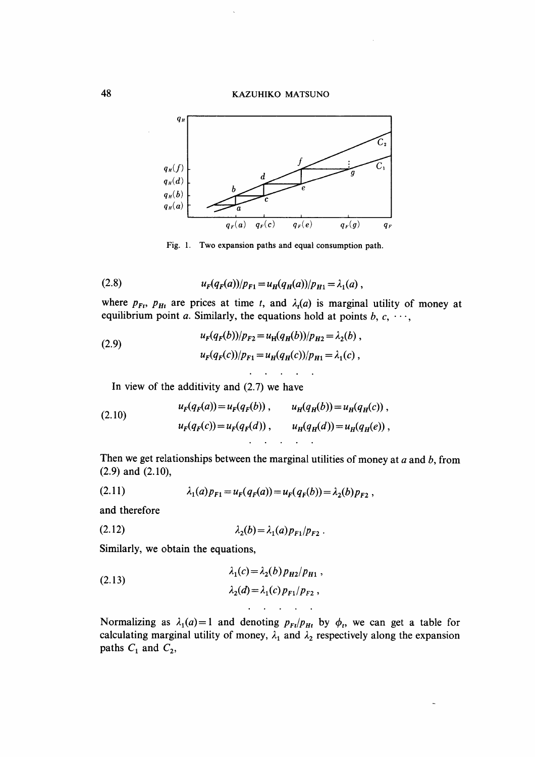Fig. 1. Two expansion paths and equal consumption path.

$$u_F(q_F(a))/p_{F1} = u_H(q_H(a))/p_{H1} = \lambda_1(a)\,, \tag{2.8}$$

where $p_{Ft}$, $p_{Ht}$ are prices at time $t$, and $\lambda_t(a)$ is marginal utility of money at equilibrium point $a$. Similarly, the equations hold at points $b$, $c$, $\cdots$,

$$\begin{aligned} &u_F(q_F(b))/p_{F2} = u_H(q_H(b))/p_{H2} = \lambda_2(b)\,, \\ &u_F(q_F(c))/p_{F1} = u_H(q_H(c))/p_{H1} = \lambda_1(c)\,, \\ &\cdots\cdots \end{aligned} \tag{2.9}$$

In view of the additivity and (2.7) we have

$$\begin{aligned} &u_F(q_F(a)) = u_F(q_F(b))\,, \qquad u_H(q_H(b)) = u_H(q_H(c))\,, \\ &u_F(q_F(c)) = u_F(q_F(d))\,, \qquad u_H(q_H(d)) = u_H(q_H(e))\,, \\ &\cdots\cdots \end{aligned} \tag{2.10}$$

Then we get relationships between the marginal utilities of money at $a$ and $b$, from (2.9) and (2.10),

$$\lambda_1(a)p_{F1} = u_F(q_F(a)) = u_F(q_F(b)) = \lambda_2(b)p_{F2}\,, \tag{2.11}$$

and therefore

$$\lambda_2(b) = \lambda_1(a)p_{F1}/p_{F2}\,. \tag{2.12}$$

Similarly, we obtain the equations,

$$\begin{aligned} &\lambda_1(c) = \lambda_2(b)p_{H2}/p_{H1}\,, \\ &\lambda_2(d) = \lambda_1(c)p_{F1}/p_{F2}\,, \\ &\cdots\cdots \end{aligned} \tag{2.13}$$

Normalizing as $\lambda_1(a) = 1$ and denoting $p_{Ft}/p_{Ht}$ by $\phi_t$, we can get a table for calculating marginal utility of money, $\lambda_1$ and $\lambda_2$ respectively along the expansion paths $C_1$ and $C_2$,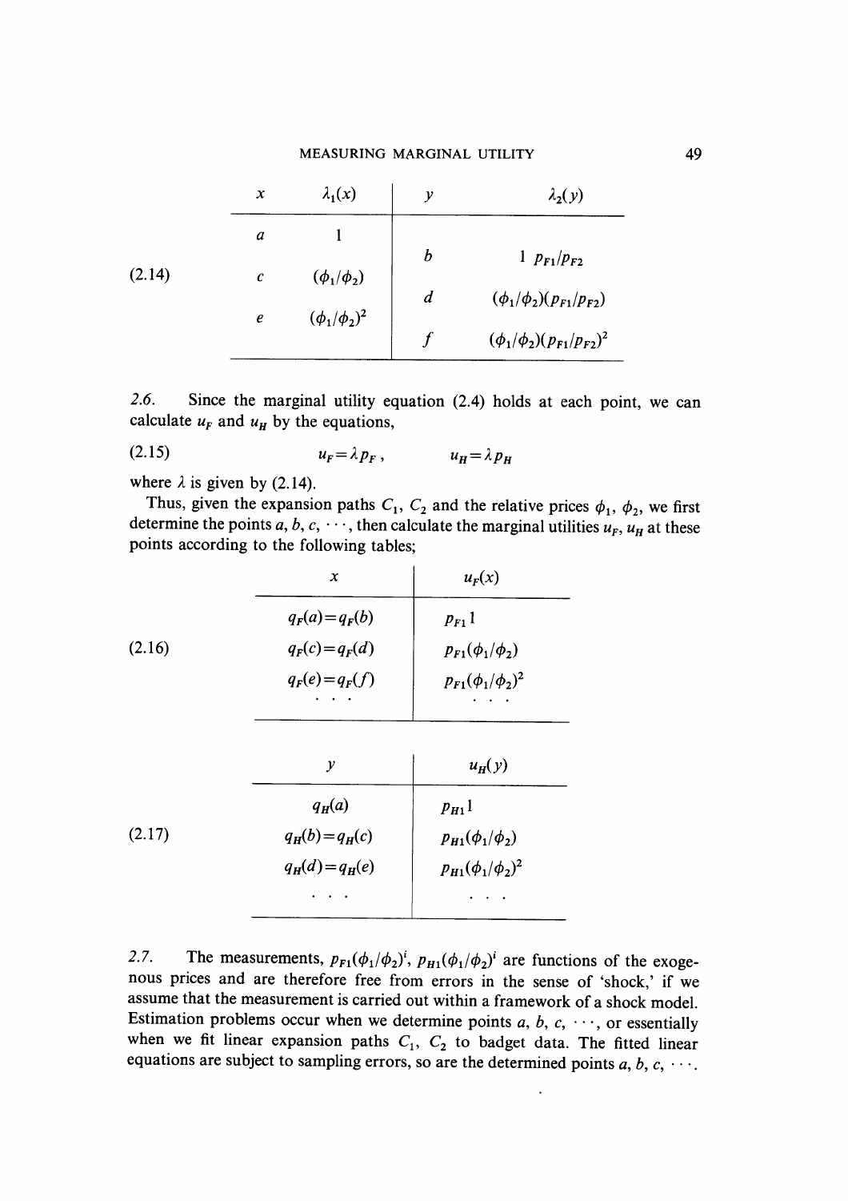(2.14)

| $x$ | $\lambda_1(x)$ | $y$ | $\lambda_2(y)$ |
|---|---|---|---|
| $a$ | $1$ | | |
| | | $b$ | $1\ p_{F1}/p_{F2}$ |
| $c$ | $(\phi_1/\phi_2)$ | | |
| | | $d$ | $(\phi_1/\phi_2)(p_{F1}/p_{F2})$ |
| $e$ | $(\phi_1/\phi_2)^2$ | | |
| | | $f$ | $(\phi_1/\phi_2)(p_{F1}/p_{F2})^2$ |

*2.6.* Since the marginal utility equation (2.4) holds at each point, we can calculate $u_F$ and $u_H$ by the equations,

$$u_F = \lambda p_F\,, \qquad u_H = \lambda p_H \tag{2.15}$$

where $\lambda$ is given by (2.14).

Thus, given the expansion paths $C_1$, $C_2$ and the relative prices $\phi_1$, $\phi_2$, we first determine the points $a, b, c, \cdots$, then calculate the marginal utilities $u_F$, $u_H$ at these points according to the following tables;

(2.16)

| $x$ | $u_F(x)$ |
|---|---|
| $q_F(a)=q_F(b)$ | $p_{F1}1$ |
| $q_F(c)=q_F(d)$ | $p_{F1}(\phi_1/\phi_2)$ |
| $q_F(e)=q_F(f)$ | $p_{F1}(\phi_1/\phi_2)^2$ |
| $\cdots$ | $\cdots$ |

(2.17)

| $y$ | $u_H(y)$ |
|---|---|
| $q_H(a)$ | $p_{H1}1$ |
| $q_H(b)=q_H(c)$ | $p_{H1}(\phi_1/\phi_2)$ |
| $q_H(d)=q_H(e)$ | $p_{H1}(\phi_1/\phi_2)^2$ |
| $\cdots$ | $\cdots$ |

*2.7.* The measurements, $p_{F1}(\phi_1/\phi_2)^i$, $p_{H1}(\phi_1/\phi_2)^i$ are functions of the exogenous prices and are therefore free from errors in the sense of 'shock,' if we assume that the measurement is carried out within a framework of a shock model. Estimation problems occur when we determine points $a, b, c, \cdots$, or essentially when we fit linear expansion paths $C_1$, $C_2$ to badget data. The fitted linear equations are subject to sampling errors, so are the determined points $a, b, c, \cdots$.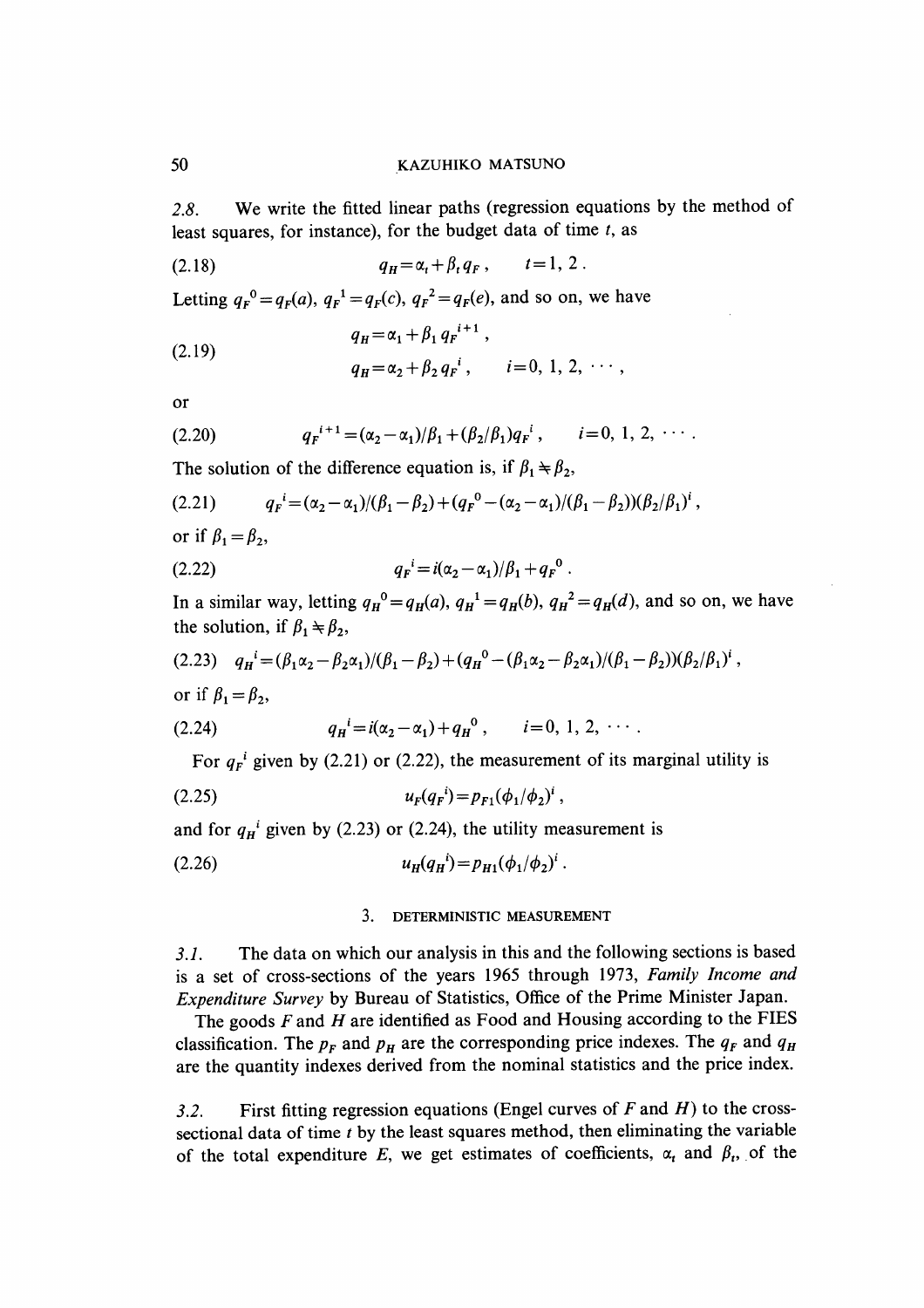*2.8.* We write the fitted linear paths (regression equations by the method of least squares, for instance), for the budget data of time $t$, as

$$q_H = \alpha_t + \beta_t q_F, \qquad t = 1, 2. \tag{2.18}$$

Letting $q_F{}^0 = q_F(a)$, $q_F{}^1 = q_F(c)$, $q_F{}^2 = q_F(e)$, and so on, we have

$$\begin{aligned} q_H &= \alpha_1 + \beta_1 q_F{}^{i+1}, \\ q_H &= \alpha_2 + \beta_2 q_F{}^i, \qquad i = 0, 1, 2, \cdots, \end{aligned} \tag{2.19}$$

or

$$q_F{}^{i+1} = (\alpha_2 - \alpha_1)/\beta_1 + (\beta_2/\beta_1) q_F{}^i, \qquad i = 0, 1, 2, \cdots. \tag{2.20}$$

The solution of the difference equation is, if $\beta_1 \neq \beta_2$,

$$q_F{}^i = (\alpha_2 - \alpha_1)/(\beta_1 - \beta_2) + (q_F{}^0 - (\alpha_2 - \alpha_1)/(\beta_1 - \beta_2))(\beta_2/\beta_1)^i, \tag{2.21}$$

or if $\beta_1 = \beta_2$,

$$q_F{}^i = i(\alpha_2 - \alpha_1)/\beta_1 + q_F{}^0. \tag{2.22}$$

In a similar way, letting $q_H{}^0 = q_H(a)$, $q_H{}^1 = q_H(b)$, $q_H{}^2 = q_H(d)$, and so on, we have the solution, if $\beta_1 \neq \beta_2$,

$$q_H{}^i = (\beta_1 \alpha_2 - \beta_2 \alpha_1)/(\beta_1 - \beta_2) + (q_H{}^0 - (\beta_1 \alpha_2 - \beta_2 \alpha_1)/(\beta_1 - \beta_2))(\beta_2/\beta_1)^i, \tag{2.23}$$

or if $\beta_1 = \beta_2$,

$$q_H{}^i = i(\alpha_2 - \alpha_1) + q_H{}^0, \qquad i = 0, 1, 2, \cdots. \tag{2.24}$$

For $q_F{}^i$ given by (2.21) or (2.22), the measurement of its marginal utility is

$$u_F(q_F{}^i) = p_{F1}(\phi_1/\phi_2)^i, \tag{2.25}$$

and for $q_H{}^i$ given by (2.23) or (2.24), the utility measurement is

$$u_H(q_H{}^i) = p_{H1}(\phi_1/\phi_2)^i. \tag{2.26}$$

## 3. DETERMINISTIC MEASUREMENT

*3.1.* The data on which our analysis in this and the following sections is based is a set of cross-sections of the years 1965 through 1973, *Family Income and Expenditure Survey* by Bureau of Statistics, Office of the Prime Minister Japan.

The goods $F$ and $H$ are identified as Food and Housing according to the FIES classification. The $p_F$ and $p_H$ are the corresponding price indexes. The $q_F$ and $q_H$ are the quantity indexes derived from the nominal statistics and the price index.

*3.2.* First fitting regression equations (Engel curves of $F$ and $H$) to the cross-sectional data of time $t$ by the least squares method, then eliminating the variable of the total expenditure $E$, we get estimates of coefficients, $\alpha_t$ and $\beta_t$, of the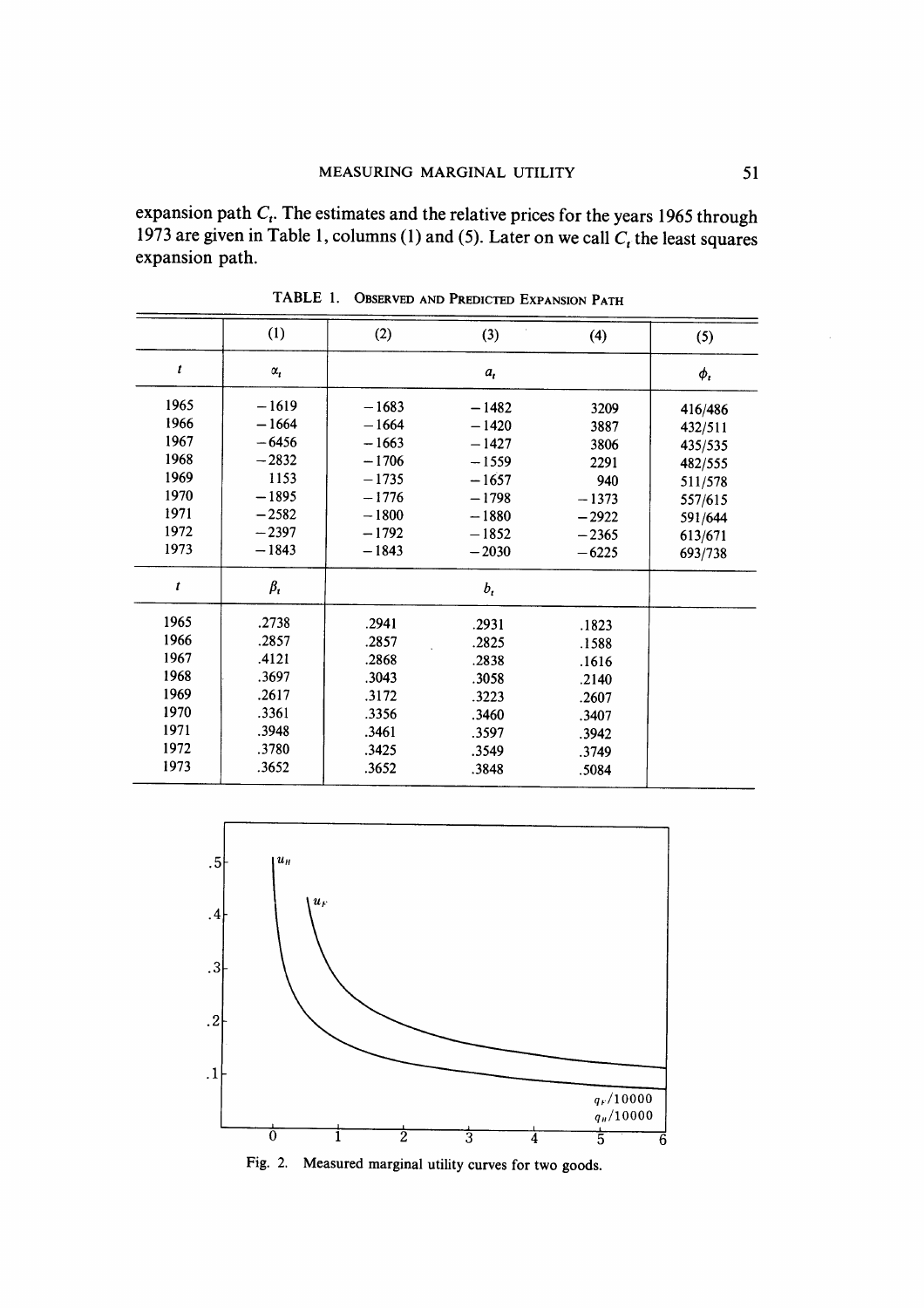expansion path $C_t$. The estimates and the relative prices for the years 1965 through 1973 are given in Table 1, columns (1) and (5). Later on we call $C_t$ the least squares expansion path.

TABLE 1. OBSERVED AND PREDICTED EXPANSION PATH

| | (1) | (2) | (3) | (4) | (5) |
|---|---|---|---|---|---|
| $t$ | $\alpha_t$ | | $a_t$ | | $\phi_t$ |
| 1965 | −1619 | −1683 | −1482 | 3209 | 416/486 |
| 1966 | −1664 | −1664 | −1420 | 3887 | 432/511 |
| 1967 | −6456 | −1663 | −1427 | 3806 | 435/535 |
| 1968 | −2832 | −1706 | −1559 | 2291 | 482/555 |
| 1969 | 1153 | −1735 | −1657 | 940 | 511/578 |
| 1970 | −1895 | −1776 | −1798 | −1373 | 557/615 |
| 1971 | −2582 | −1800 | −1880 | −2922 | 591/644 |
| 1972 | −2397 | −1792 | −1852 | −2365 | 613/671 |
| 1973 | −1843 | −1843 | −2030 | −6225 | 693/738 |
| $t$ | $\beta_t$ | | $b_t$ | | |
| 1965 | .2738 | .2941 | .2931 | .1823 | |
| 1966 | .2857 | .2857 | .2825 | .1588 | |
| 1967 | .4121 | .2868 | .2838 | .1616 | |
| 1968 | .3697 | .3043 | .3058 | .2140 | |
| 1969 | .2617 | .3172 | .3223 | .2607 | |
| 1970 | .3361 | .3356 | .3460 | .3407 | |
| 1971 | .3948 | .3461 | .3597 | .3942 | |
| 1972 | .3780 | .3425 | .3549 | .3749 | |
| 1973 | .3652 | .3652 | .3848 | .5084 | |

Fig. 2. Measured marginal utility curves for two goods.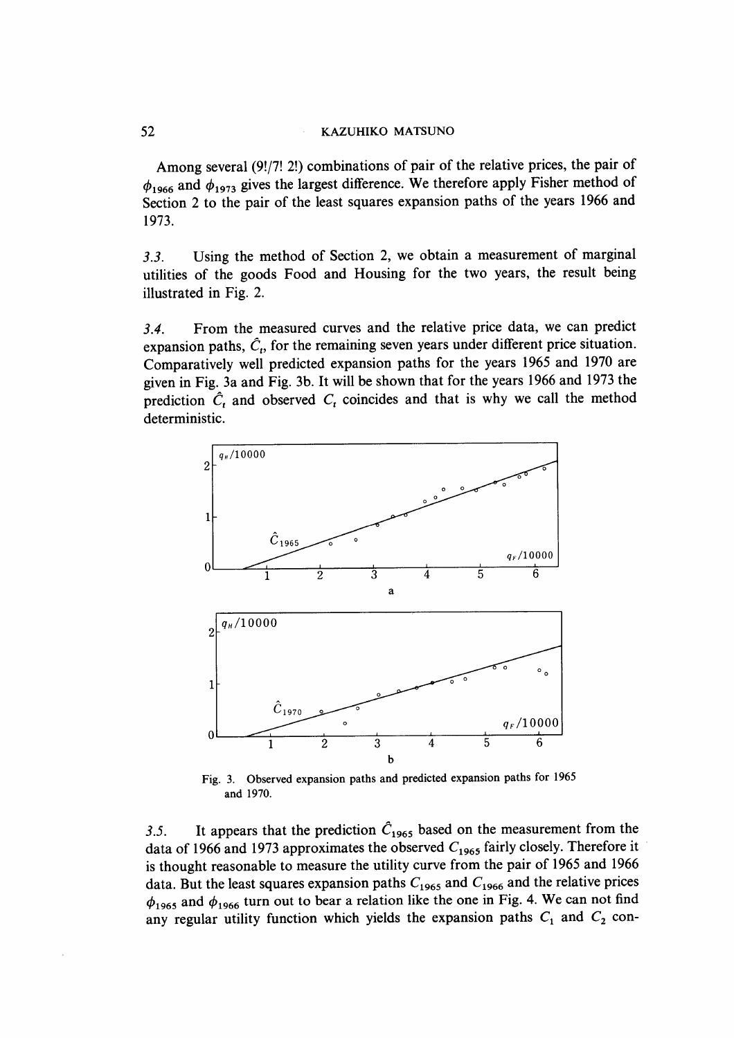Among several (9!/7! 2!) combinations of pair of the relative prices, the pair of $\phi_{1966}$ and $\phi_{1973}$ gives the largest difference. We therefore apply Fisher method of Section 2 to the pair of the least squares expansion paths of the years 1966 and 1973.

*3.3.* Using the method of Section 2, we obtain a measurement of marginal utilities of the goods Food and Housing for the two years, the result being illustrated in Fig. 2.

*3.4.* From the measured curves and the relative price data, we can predict expansion paths, $\hat{C}_t$, for the remaining seven years under different price situation. Comparatively well predicted expansion paths for the years 1965 and 1970 are given in Fig. 3a and Fig. 3b. It will be shown that for the years 1966 and 1973 the prediction $\hat{C}_t$ and observed $C_t$ coincides and that is why we call the method deterministic.

Fig. 3. Observed expansion paths and predicted expansion paths for 1965 and 1970.

*3.5.* It appears that the prediction $\hat{C}_{1965}$ based on the measurement from the data of 1966 and 1973 approximates the observed $C_{1965}$ fairly closely. Therefore it is thought reasonable to measure the utility curve from the pair of 1965 and 1966 data. But the least squares expansion paths $C_{1965}$ and $C_{1966}$ and the relative prices $\phi_{1965}$ and $\phi_{1966}$ turn out to bear a relation like the one in Fig. 4. We can not find any regular utility function which yields the expansion paths $C_1$ and $C_2$ con-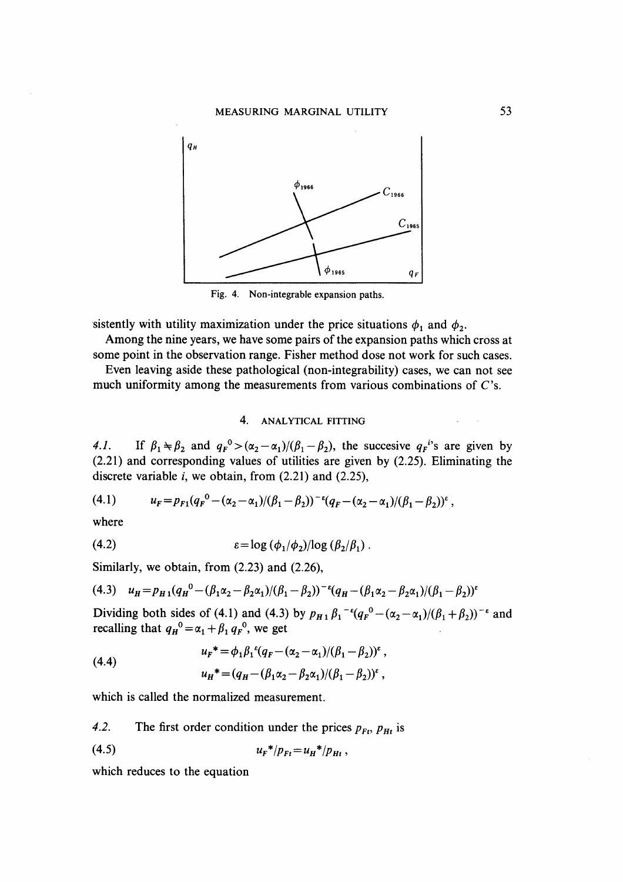Fig. 4. Non-integrable expansion paths.

sistently with utility maximization under the price situations $\phi_1$ and $\phi_2$.

Among the nine years, we have some pairs of the expansion paths which cross at some point in the observation range. Fisher method dose not work for such cases.

Even leaving aside these pathological (non-integrability) cases, we can not see much uniformity among the measurements from various combinations of $C$'s.

## 4. ANALYTICAL FITTING

*4.1.* If $\beta_1 \neq \beta_2$ and $q_F{}^0 > (\alpha_2 - \alpha_1)/(\beta_1 - \beta_2)$, the succesive $q_F{}^i$'s are given by (2.21) and corresponding values of utilities are given by (2.25). Eliminating the discrete variable $i$, we obtain, from (2.21) and (2.25),

$$u_F = p_{F1}(q_F{}^0 - (\alpha_2 - \alpha_1)/(\beta_1 - \beta_2))^{-\varepsilon}(q_F - (\alpha_2 - \alpha_1)/(\beta_1 - \beta_2))^{\varepsilon}, \tag{4.1}$$

where

$$\varepsilon = \log(\phi_1/\phi_2)/\log(\beta_2/\beta_1). \tag{4.2}$$

Similarly, we obtain, from (2.23) and (2.26),

$$u_H = p_{H1}(q_H{}^0 - (\beta_1\alpha_2 - \beta_2\alpha_1)/(\beta_1 - \beta_2))^{-\varepsilon}(q_H - (\beta_1\alpha_2 - \beta_2\alpha_1)/(\beta_1 - \beta_2))^{\varepsilon} \tag{4.3}$$

Dividing both sides of (4.1) and (4.3) by $p_{H1}\beta_1{}^{-\varepsilon}(q_F{}^0 - (\alpha_2 - \alpha_1)/(\beta_1 + \beta_2))^{-\varepsilon}$ and recalling that $q_H{}^0 = \alpha_1 + \beta_1 q_F{}^0$, we get

$$\begin{aligned} u_F{}^* &= \phi_1\beta_1{}^{\varepsilon}(q_F - (\alpha_2 - \alpha_1)/(\beta_1 - \beta_2))^{\varepsilon}, \\ u_H{}^* &= (q_H - (\beta_1\alpha_2 - \beta_2\alpha_1)/(\beta_1 - \beta_2))^{\varepsilon}, \end{aligned} \tag{4.4}$$

which is called the normalized measurement.

*4.2.* The first order condition under the prices $p_{Ft}$, $p_{Ht}$ is

$$u_F{}^*/p_{Ft} = u_H{}^*/p_{Ht}, \tag{4.5}$$

which reduces to the equation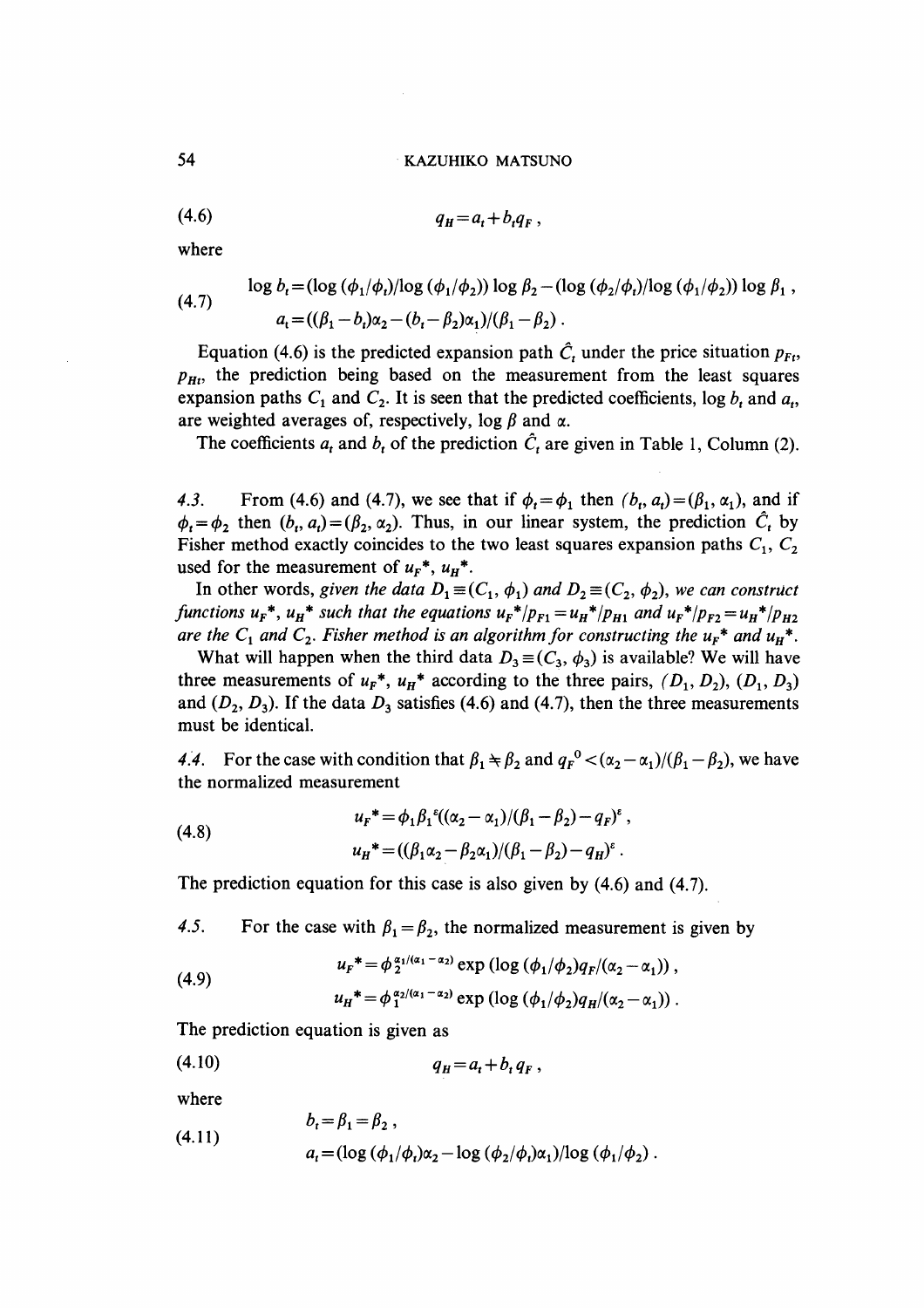$$q_H = a_t + b_t q_F \,, \tag{4.6}$$

where

$$\begin{aligned} \log b_t &= (\log(\phi_1/\phi_t)/\log(\phi_1/\phi_2)) \log \beta_2 - (\log(\phi_2/\phi_t)/\log(\phi_1/\phi_2)) \log \beta_1 \,, \\ a_t &= ((\beta_1 - b_t)\alpha_2 - (b_t - \beta_2)\alpha_1)/(\beta_1 - \beta_2) \,. \end{aligned} \tag{4.7}$$

Equation (4.6) is the predicted expansion path $\hat{C}_t$ under the price situation $p_{Ft}$, $p_{Ht}$, the prediction being based on the measurement from the least squares expansion paths $C_1$ and $C_2$. It is seen that the predicted coefficients, $\log b_t$ and $a_t$, are weighted averages of, respectively, $\log \beta$ and $\alpha$.

The coefficients $a_t$ and $b_t$ of the prediction $\hat{C}_t$ are given in Table 1, Column (2).

*4.3.* From (4.6) and (4.7), we see that if $\phi_t = \phi_1$ then $(b_t, a_t) = (\beta_1, \alpha_1)$, and if $\phi_t = \phi_2$ then $(b_t, a_t) = (\beta_2, \alpha_2)$. Thus, in our linear system, the prediction $\hat{C}_t$ by Fisher method exactly coincides to the two least squares expansion paths $C_1$, $C_2$ used for the measurement of $u_F^*$, $u_H^*$.

In other words, *given the data $D_1 \equiv (C_1, \phi_1)$ and $D_2 \equiv (C_2, \phi_2)$, we can construct functions $u_F^*$, $u_H^*$ such that the equations $u_F^*/p_{F1} = u_H^*/p_{H1}$ and $u_F^*/p_{F2} = u_H^*/p_{H2}$ are the $C_1$ and $C_2$. Fisher method is an algorithm for constructing the $u_F^*$ and $u_H^*$.*

What will happen when the third data $D_3 \equiv (C_3, \phi_3)$ is available? We will have three measurements of $u_F^*$, $u_H^*$ according to the three pairs, $(D_1, D_2)$, $(D_1, D_3)$ and $(D_2, D_3)$. If the data $D_3$ satisfies (4.6) and (4.7), then the three measurements must be identical.

*4.4.* For the case with condition that $\beta_1 \neq \beta_2$ and $q_F{}^0 < (\alpha_2 - \alpha_1)/(\beta_1 - \beta_2)$, we have the normalized measurement

$$\begin{aligned} u_F^* &= \phi_1 \beta_1^{\varepsilon} ((\alpha_2 - \alpha_1)/(\beta_1 - \beta_2) - q_F)^{\varepsilon} \,, \\ u_H^* &= ((\beta_1 \alpha_2 - \beta_2 \alpha_1)/(\beta_1 - \beta_2) - q_H)^{\varepsilon} \,. \end{aligned} \tag{4.8}$$

The prediction equation for this case is also given by (4.6) and (4.7).

*4.5.* For the case with $\beta_1 = \beta_2$, the normalized measurement is given by

$$\begin{aligned} u_F^* &= \phi_2^{\alpha_1/(\alpha_1 - \alpha_2)} \exp(\log(\phi_1/\phi_2) q_F/(\alpha_2 - \alpha_1)) \,, \\ u_H^* &= \phi_1^{\alpha_2/(\alpha_1 - \alpha_2)} \exp(\log(\phi_1/\phi_2) q_H/(\alpha_2 - \alpha_1)) \,. \end{aligned} \tag{4.9}$$

The prediction equation is given as

$$q_H = a_t + b_t q_F \,, \tag{4.10}$$

where

$$\begin{aligned} b_t &= \beta_1 = \beta_2 \,, \\ a_t &= (\log(\phi_1/\phi_t)\alpha_2 - \log(\phi_2/\phi_t)\alpha_1)/\log(\phi_1/\phi_2) \,. \end{aligned} \tag{4.11}$$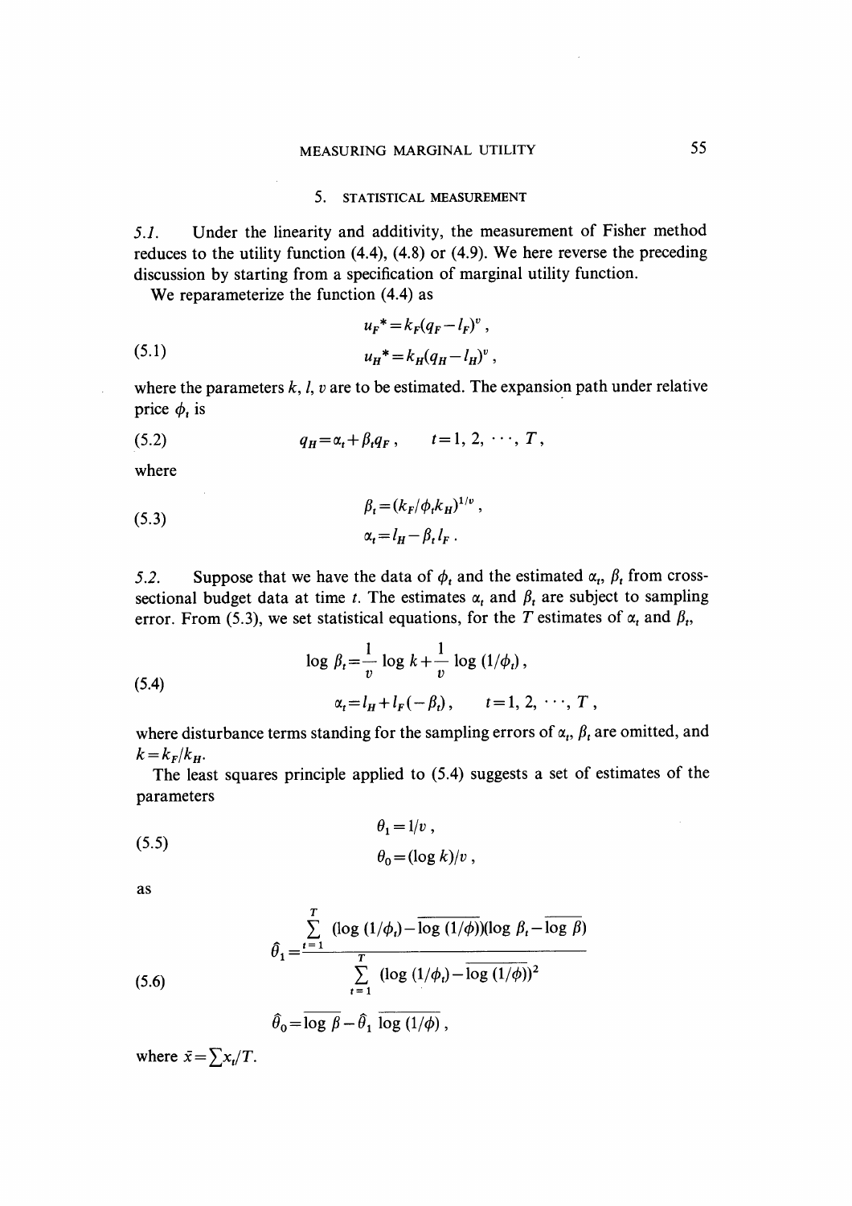## 5. STATISTICAL MEASUREMENT

*5.1.* Under the linearity and additivity, the measurement of Fisher method reduces to the utility function (4.4), (4.8) or (4.9). We here reverse the preceding discussion by starting from a specification of marginal utility function.

We reparameterize the function (4.4) as

$$
\begin{aligned}
u_F^* &= k_F(q_F - l_F)^v , \\
u_H^* &= k_H(q_H - l_H)^v ,
\end{aligned}
\tag{5.1}
$$

where the parameters $k$, $l$, $v$ are to be estimated. The expansion path under relative price $\phi_t$ is

$$
q_H = \alpha_t + \beta_t q_F , \qquad t = 1, 2, \cdots, T ,
\tag{5.2}
$$

where

$$
\begin{aligned}
\beta_t &= (k_F/\phi_t k_H)^{1/v} , \\
\alpha_t &= l_H - \beta_t l_F .
\end{aligned}
\tag{5.3}
$$

*5.2.* Suppose that we have the data of $\phi_t$ and the estimated $\alpha_t$, $\beta_t$ from cross-sectional budget data at time $t$. The estimates $\alpha_t$ and $\beta_t$ are subject to sampling error. From (5.3), we set statistical equations, for the $T$ estimates of $\alpha_t$ and $\beta_t$,

$$
\begin{aligned}
\log \beta_t &= \frac{1}{v} \log k + \frac{1}{v} \log (1/\phi_t) , \\
\alpha_t &= l_H + l_F(-\beta_t) , \qquad t = 1, 2, \cdots, T ,
\end{aligned}
\tag{5.4}
$$

where disturbance terms standing for the sampling errors of $\alpha_t$, $\beta_t$ are omitted, and $k = k_F/k_H$.

The least squares principle applied to (5.4) suggests a set of estimates of the parameters

$$
\begin{aligned}
\theta_1 &= 1/v , \\
\theta_0 &= (\log k)/v ,
\end{aligned}
\tag{5.5}
$$

as

$$
\begin{aligned}
\hat{\theta}_1 &= \frac{\sum_{t=1}^{T} (\log (1/\phi_t) - \overline{\log (1/\phi)})(\log \beta_t - \overline{\log \beta})}{\sum_{t=1}^{T} (\log (1/\phi_t) - \overline{\log (1/\phi)})^2} \\
\hat{\theta}_0 &= \overline{\log \beta} - \hat{\theta}_1 \, \overline{\log (1/\phi)} ,
\end{aligned}
\tag{5.6}
$$

where $\bar{x} = \sum x_t / T$.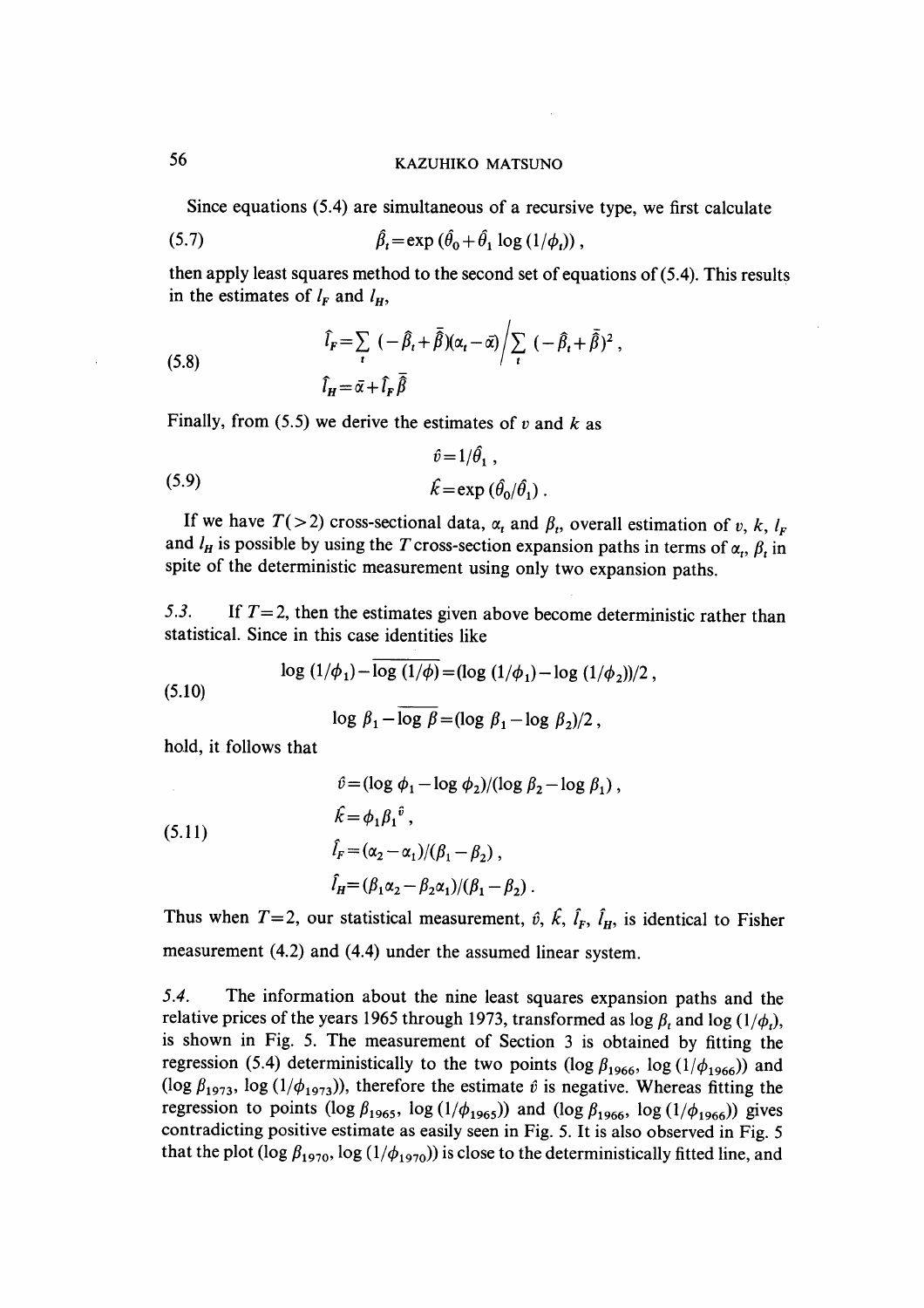Since equations (5.4) are simultaneous of a recursive type, we first calculate

$$\hat{\beta}_t = \exp(\hat{\theta}_0 + \hat{\theta}_1 \log(1/\phi_t)), \tag{5.7}$$

then apply least squares method to the second set of equations of (5.4). This results in the estimates of $l_F$ and $l_H$,

$$\hat{l}_F = \sum_t (-\hat{\beta}_t + \bar{\hat{\beta}})(\alpha_t - \bar{\alpha}) \Big/ \sum_t (-\hat{\beta}_t + \bar{\hat{\beta}})^2, \tag{5.8}$$
$$\hat{l}_H = \bar{\alpha} + \hat{l}_F \bar{\hat{\beta}}$$

Finally, from (5.5) we derive the estimates of $v$ and $k$ as

$$\hat{v} = 1/\hat{\theta}_1, \tag{5.9}$$
$$\hat{k} = \exp(\hat{\theta}_0/\hat{\theta}_1).$$

If we have $T(>2)$ cross-sectional data, $\alpha_t$ and $\beta_t$, overall estimation of $v$, $k$, $l_F$ and $l_H$ is possible by using the $T$ cross-section expansion paths in terms of $\alpha_t$, $\beta_t$ in spite of the deterministic measurement using only two expansion paths.

*5.3.* If $T=2$, then the estimates given above become deterministic rather than statistical. Since in this case identities like

$$\log(1/\phi_1) - \overline{\log(1/\phi)} = (\log(1/\phi_1) - \log(1/\phi_2))/2, \tag{5.10}$$
$$\log \beta_1 - \overline{\log \beta} = (\log \beta_1 - \log \beta_2)/2,$$

hold, it follows that

$$\hat{v} = (\log \phi_1 - \log \phi_2)/(\log \beta_2 - \log \beta_1), \tag{5.11}$$
$$\hat{k} = \phi_1 \beta_1^{\hat{v}},$$
$$\hat{l}_F = (\alpha_2 - \alpha_1)/(\beta_1 - \beta_2),$$
$$\hat{l}_H = (\beta_1 \alpha_2 - \beta_2 \alpha_1)/(\beta_1 - \beta_2).$$

Thus when $T=2$, our statistical measurement, $\hat{v}$, $\hat{k}$, $\hat{l}_F$, $\hat{l}_H$, is identical to Fisher measurement (4.2) and (4.4) under the assumed linear system.

*5.4.* The information about the nine least squares expansion paths and the relative prices of the years 1965 through 1973, transformed as $\log \beta_t$ and $\log(1/\phi_t)$, is shown in Fig. 5. The measurement of Section 3 is obtained by fitting the regression (5.4) deterministically to the two points $(\log \beta_{1966}, \log(1/\phi_{1966}))$ and $(\log \beta_{1973}, \log(1/\phi_{1973}))$, therefore the estimate $\hat{v}$ is negative. Whereas fitting the regression to points $(\log \beta_{1965}, \log(1/\phi_{1965}))$ and $(\log \beta_{1966}, \log(1/\phi_{1966}))$ gives contradicting positive estimate as easily seen in Fig. 5. It is also observed in Fig. 5 that the plot $(\log \beta_{1970}, \log(1/\phi_{1970}))$ is close to the deterministically fitted line, and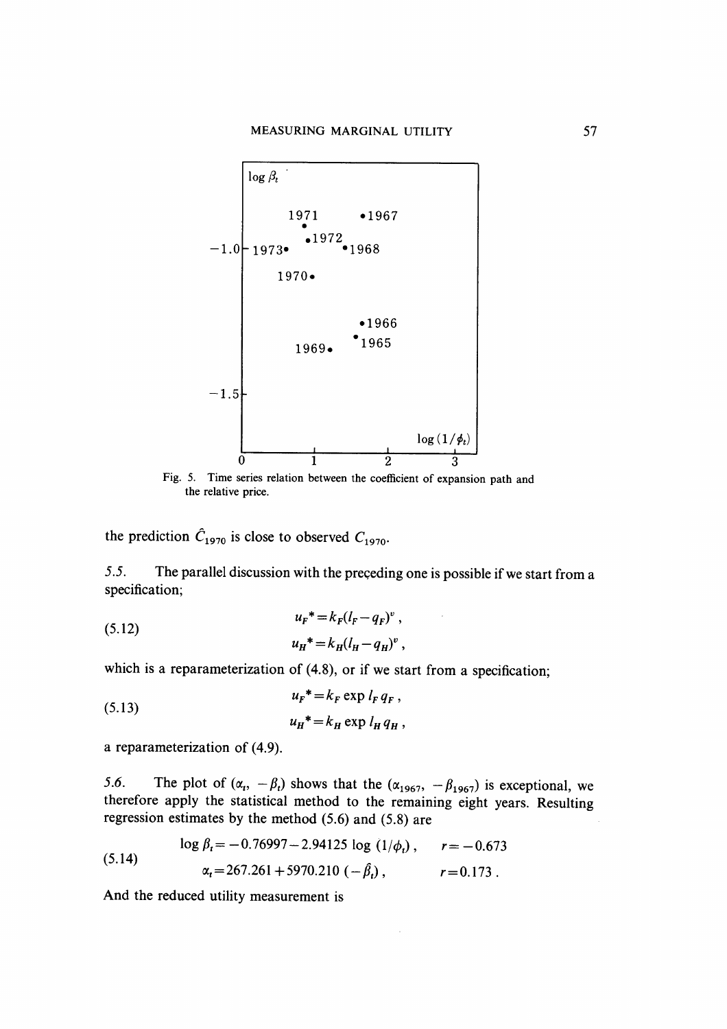Fig. 5. Time series relation between the coefficient of expansion path and the relative price.

the prediction $\hat{C}_{1970}$ is close to observed $C_{1970}$.

5.5. The parallel discussion with the preceding one is possible if we start from a specification;

$$
\begin{aligned}
u_F^* &= k_F(l_F - q_F)^v \,, \\
u_H^* &= k_H(l_H - q_H)^v \,,
\end{aligned}
\tag{5.12}
$$

which is a reparameterization of (4.8), or if we start from a specification;

$$
\begin{aligned}
u_F^* &= k_F \exp l_F q_F \,, \\
u_H^* &= k_H \exp l_H q_H \,,
\end{aligned}
\tag{5.13}
$$

a reparameterization of (4.9).

5.6. The plot of $(\alpha_t, -\beta_t)$ shows that the $(\alpha_{1967}, -\beta_{1967})$ is exceptional, we therefore apply the statistical method to the remaining eight years. Resulting regression estimates by the method (5.6) and (5.8) are

$$
\begin{aligned}
\log \beta_t &= -0.76997 - 2.94125 \log (1/\phi_t) \,, \qquad r = -0.673 \\
\alpha_t &= 267.261 + 5970.210\,(-\hat{\beta}_t) \,, \qquad r = 0.173 \,.
\end{aligned}
\tag{5.14}
$$

And the reduced utility measurement is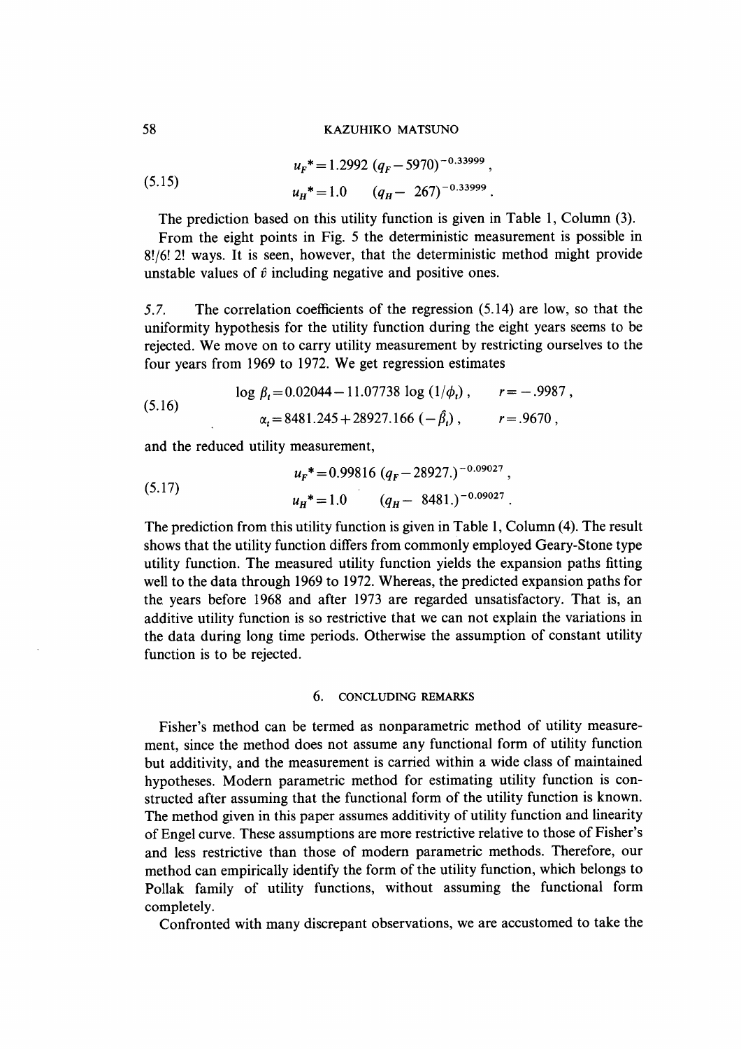$$u_F^* = 1.2992\ (q_F - 5970)^{-0.33999}\ ,$$
$$u_H^* = 1.0 \qquad (q_H - \ 267)^{-0.33999}\ . \tag{5.15}$$

The prediction based on this utility function is given in Table 1, Column (3).

From the eight points in Fig. 5 the deterministic measurement is possible in $8!/6!\ 2!$ ways. It is seen, however, that the deterministic method might provide unstable values of $\hat{v}$ including negative and positive ones.

5.7. The correlation coefficients of the regression (5.14) are low, so that the uniformity hypothesis for the utility function during the eight years seems to be rejected. We move on to carry utility measurement by restricting ourselves to the four years from 1969 to 1972. We get regression estimates

$$\log \beta_t = 0.02044 - 11.07738 \log (1/\phi_t)\ , \qquad r = -.9987\ ,$$
$$\alpha_t = 8481.245 + 28927.166\ (-\hat{\beta}_t)\ , \qquad r = .9670\ , \tag{5.16}$$

and the reduced utility measurement,

$$u_F^* = 0.99816\ (q_F - 28927.)^{-0.09027}\ ,$$
$$u_H^* = 1.0 \qquad (q_H - \ 8481.)^{-0.09027}\ . \tag{5.17}$$

The prediction from this utility function is given in Table 1, Column (4). The result shows that the utility function differs from commonly employed Geary-Stone type utility function. The measured utility function yields the expansion paths fitting well to the data through 1969 to 1972. Whereas, the predicted expansion paths for the years before 1968 and after 1973 are regarded unsatisfactory. That is, an additive utility function is so restrictive that we can not explain the variations in the data during long time periods. Otherwise the assumption of constant utility function is to be rejected.

## 6. CONCLUDING REMARKS

Fisher's method can be termed as nonparametric method of utility measurement, since the method does not assume any functional form of utility function but additivity, and the measurement is carried within a wide class of maintained hypotheses. Modern parametric method for estimating utility function is constructed after assuming that the functional form of the utility function is known. The method given in this paper assumes additivity of utility function and linearity of Engel curve. These assumptions are more restrictive relative to those of Fisher's and less restrictive than those of modern parametric methods. Therefore, our method can empirically identify the form of the utility function, which belongs to Pollak family of utility functions, without assuming the functional form completely.

Confronted with many discrepant observations, we are accustomed to take the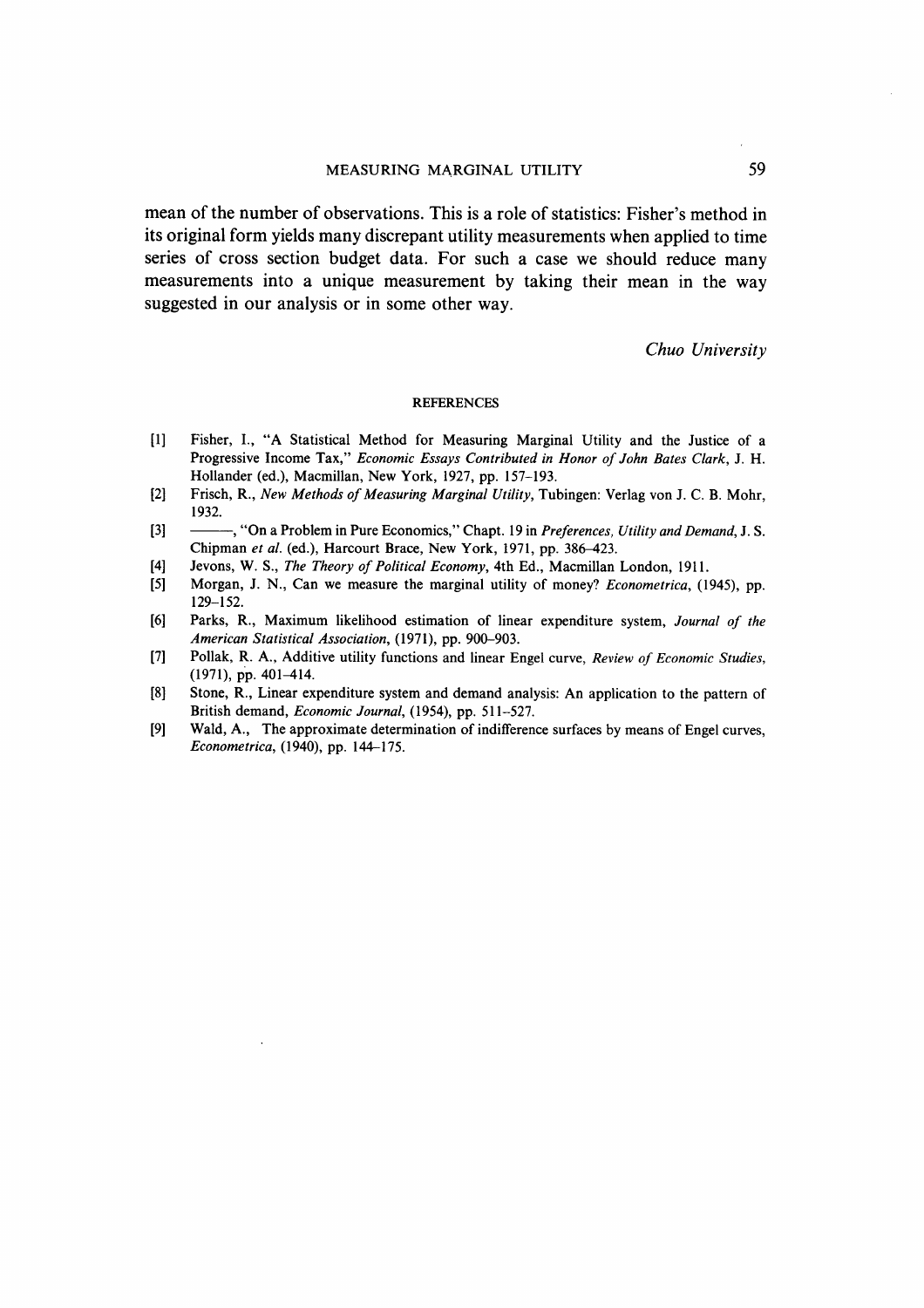mean of the number of observations. This is a role of statistics: Fisher's method in its original form yields many discrepant utility measurements when applied to time series of cross section budget data. For such a case we should reduce many measurements into a unique measurement by taking their mean in the way suggested in our analysis or in some other way.

*Chuo University*

## REFERENCES

[1] Fisher, I., "A Statistical Method for Measuring Marginal Utility and the Justice of a Progressive Income Tax," *Economic Essays Contributed in Honor of John Bates Clark*, J. H. Hollander (ed.), Macmillan, New York, 1927, pp. 157–193.

[2] Frisch, R., *New Methods of Measuring Marginal Utility*, Tubingen: Verlag von J. C. B. Mohr, 1932.

[3] ———, "On a Problem in Pure Economics," Chapt. 19 in *Preferences, Utility and Demand*, J. S. Chipman *et al.* (ed.), Harcourt Brace, New York, 1971, pp. 386–423.

[4] Jevons, W. S., *The Theory of Political Economy*, 4th Ed., Macmillan London, 1911.

[5] Morgan, J. N., Can we measure the marginal utility of money? *Econometrica*, (1945), pp. 129–152.

[6] Parks, R., Maximum likelihood estimation of linear expenditure system, *Journal of the American Statistical Association*, (1971), pp. 900–903.

[7] Pollak, R. A., Additive utility functions and linear Engel curve, *Review of Economic Studies*, (1971), pp. 401–414.

[8] Stone, R., Linear expenditure system and demand analysis: An application to the pattern of British demand, *Economic Journal*, (1954), pp. 511–527.

[9] Wald, A., The approximate determination of indifference surfaces by means of Engel curves, *Econometrica*, (1940), pp. 144–175.